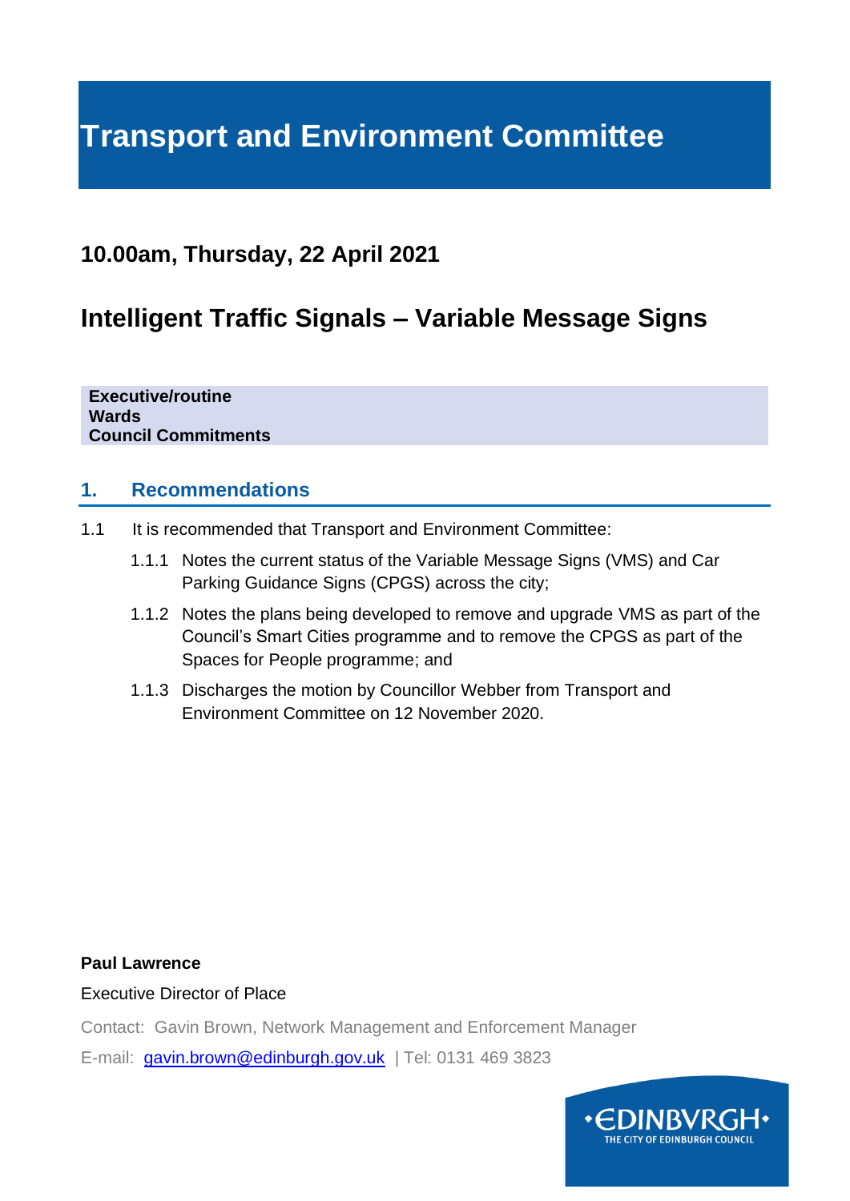# Transport and Environment Committee

## 10.00am, Thursday, 22 April 2021

## Intelligent Traffic Signals – Variable Message Signs

**Executive/routine**
**Wards**
**Council Commitments**

### 1. Recommendations

1.1 It is recommended that Transport and Environment Committee:

1.1.1 Notes the current status of the Variable Message Signs (VMS) and Car Parking Guidance Signs (CPGS) across the city;

1.1.2 Notes the plans being developed to remove and upgrade VMS as part of the Council's Smart Cities programme and to remove the CPGS as part of the Spaces for People programme; and

1.1.3 Discharges the motion by Councillor Webber from Transport and Environment Committee on 12 November 2020.

**Paul Lawrence**

Executive Director of Place

Contact: Gavin Brown, Network Management and Enforcement Manager

E-mail: gavin.brown@edinburgh.gov.uk | Tel: 0131 469 3823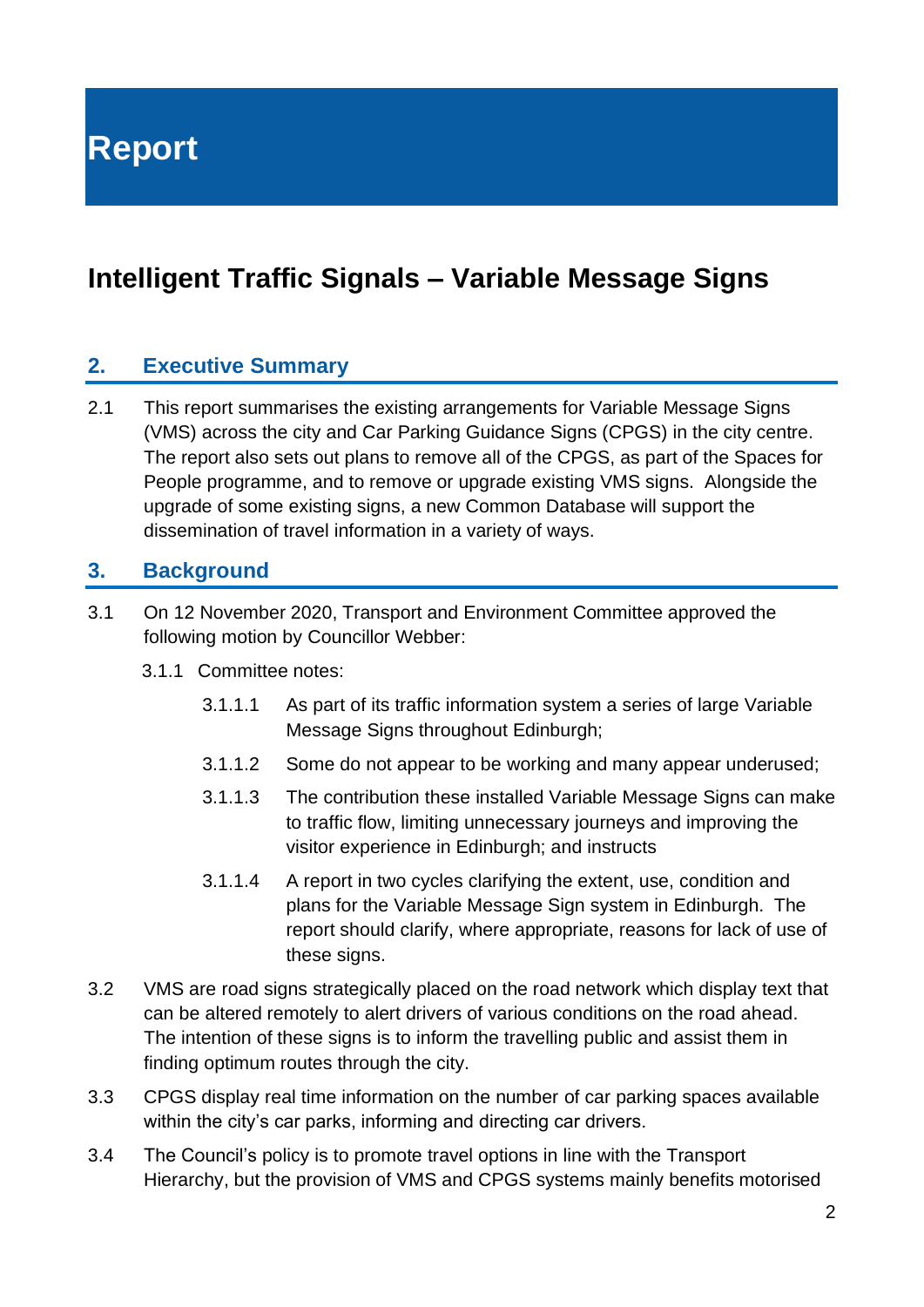# Report

## Intelligent Traffic Signals – Variable Message Signs

### 2. Executive Summary

2.1 This report summarises the existing arrangements for Variable Message Signs (VMS) across the city and Car Parking Guidance Signs (CPGS) in the city centre. The report also sets out plans to remove all of the CPGS, as part of the Spaces for People programme, and to remove or upgrade existing VMS signs. Alongside the upgrade of some existing signs, a new Common Database will support the dissemination of travel information in a variety of ways.

### 3. Background

3.1 On 12 November 2020, Transport and Environment Committee approved the following motion by Councillor Webber:

3.1.1 Committee notes:

3.1.1.1 As part of its traffic information system a series of large Variable Message Signs throughout Edinburgh;

3.1.1.2 Some do not appear to be working and many appear underused;

3.1.1.3 The contribution these installed Variable Message Signs can make to traffic flow, limiting unnecessary journeys and improving the visitor experience in Edinburgh; and instructs

3.1.1.4 A report in two cycles clarifying the extent, use, condition and plans for the Variable Message Sign system in Edinburgh. The report should clarify, where appropriate, reasons for lack of use of these signs.

3.2 VMS are road signs strategically placed on the road network which display text that can be altered remotely to alert drivers of various conditions on the road ahead. The intention of these signs is to inform the travelling public and assist them in finding optimum routes through the city.

3.3 CPGS display real time information on the number of car parking spaces available within the city's car parks, informing and directing car drivers.

3.4 The Council's policy is to promote travel options in line with the Transport Hierarchy, but the provision of VMS and CPGS systems mainly benefits motorised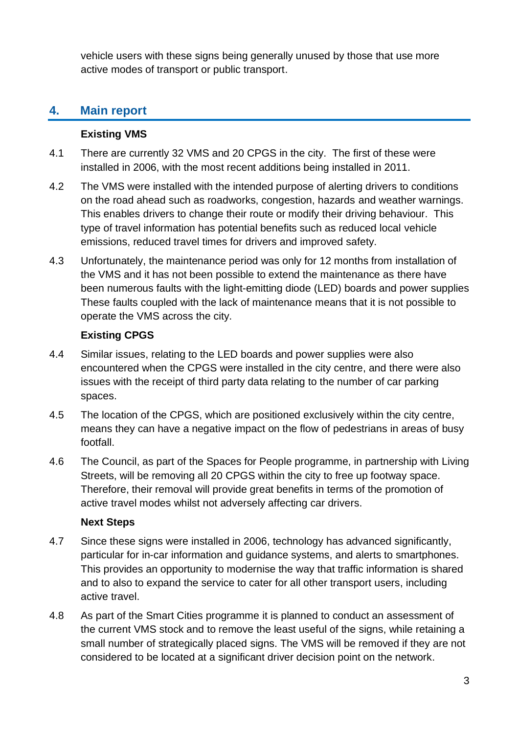vehicle users with these signs being generally unused by those that use more active modes of transport or public transport.

## 4. Main report

**Existing VMS**

4.1 There are currently 32 VMS and 20 CPGS in the city. The first of these were installed in 2006, with the most recent additions being installed in 2011.

4.2 The VMS were installed with the intended purpose of alerting drivers to conditions on the road ahead such as roadworks, congestion, hazards and weather warnings. This enables drivers to change their route or modify their driving behaviour. This type of travel information has potential benefits such as reduced local vehicle emissions, reduced travel times for drivers and improved safety.

4.3 Unfortunately, the maintenance period was only for 12 months from installation of the VMS and it has not been possible to extend the maintenance as there have been numerous faults with the light-emitting diode (LED) boards and power supplies These faults coupled with the lack of maintenance means that it is not possible to operate the VMS across the city.

**Existing CPGS**

4.4 Similar issues, relating to the LED boards and power supplies were also encountered when the CPGS were installed in the city centre, and there were also issues with the receipt of third party data relating to the number of car parking spaces.

4.5 The location of the CPGS, which are positioned exclusively within the city centre, means they can have a negative impact on the flow of pedestrians in areas of busy footfall.

4.6 The Council, as part of the Spaces for People programme, in partnership with Living Streets, will be removing all 20 CPGS within the city to free up footway space. Therefore, their removal will provide great benefits in terms of the promotion of active travel modes whilst not adversely affecting car drivers.

**Next Steps**

4.7 Since these signs were installed in 2006, technology has advanced significantly, particular for in-car information and guidance systems, and alerts to smartphones. This provides an opportunity to modernise the way that traffic information is shared and to also to expand the service to cater for all other transport users, including active travel.

4.8 As part of the Smart Cities programme it is planned to conduct an assessment of the current VMS stock and to remove the least useful of the signs, while retaining a small number of strategically placed signs. The VMS will be removed if they are not considered to be located at a significant driver decision point on the network.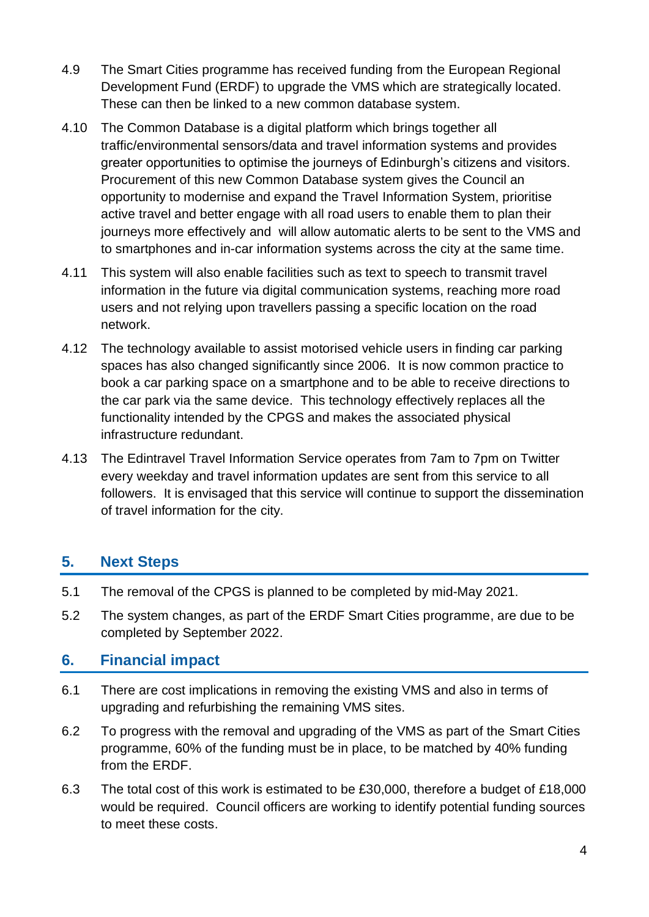4.9 The Smart Cities programme has received funding from the European Regional Development Fund (ERDF) to upgrade the VMS which are strategically located. These can then be linked to a new common database system.

4.10 The Common Database is a digital platform which brings together all traffic/environmental sensors/data and travel information systems and provides greater opportunities to optimise the journeys of Edinburgh's citizens and visitors. Procurement of this new Common Database system gives the Council an opportunity to modernise and expand the Travel Information System, prioritise active travel and better engage with all road users to enable them to plan their journeys more effectively and will allow automatic alerts to be sent to the VMS and to smartphones and in-car information systems across the city at the same time.

4.11 This system will also enable facilities such as text to speech to transmit travel information in the future via digital communication systems, reaching more road users and not relying upon travellers passing a specific location on the road network.

4.12 The technology available to assist motorised vehicle users in finding car parking spaces has also changed significantly since 2006. It is now common practice to book a car parking space on a smartphone and to be able to receive directions to the car park via the same device. This technology effectively replaces all the functionality intended by the CPGS and makes the associated physical infrastructure redundant.

4.13 The Edintravel Travel Information Service operates from 7am to 7pm on Twitter every weekday and travel information updates are sent from this service to all followers. It is envisaged that this service will continue to support the dissemination of travel information for the city.

## 5. Next Steps

5.1 The removal of the CPGS is planned to be completed by mid-May 2021.

5.2 The system changes, as part of the ERDF Smart Cities programme, are due to be completed by September 2022.

## 6. Financial impact

6.1 There are cost implications in removing the existing VMS and also in terms of upgrading and refurbishing the remaining VMS sites.

6.2 To progress with the removal and upgrading of the VMS as part of the Smart Cities programme, 60% of the funding must be in place, to be matched by 40% funding from the ERDF.

6.3 The total cost of this work is estimated to be £30,000, therefore a budget of £18,000 would be required. Council officers are working to identify potential funding sources to meet these costs.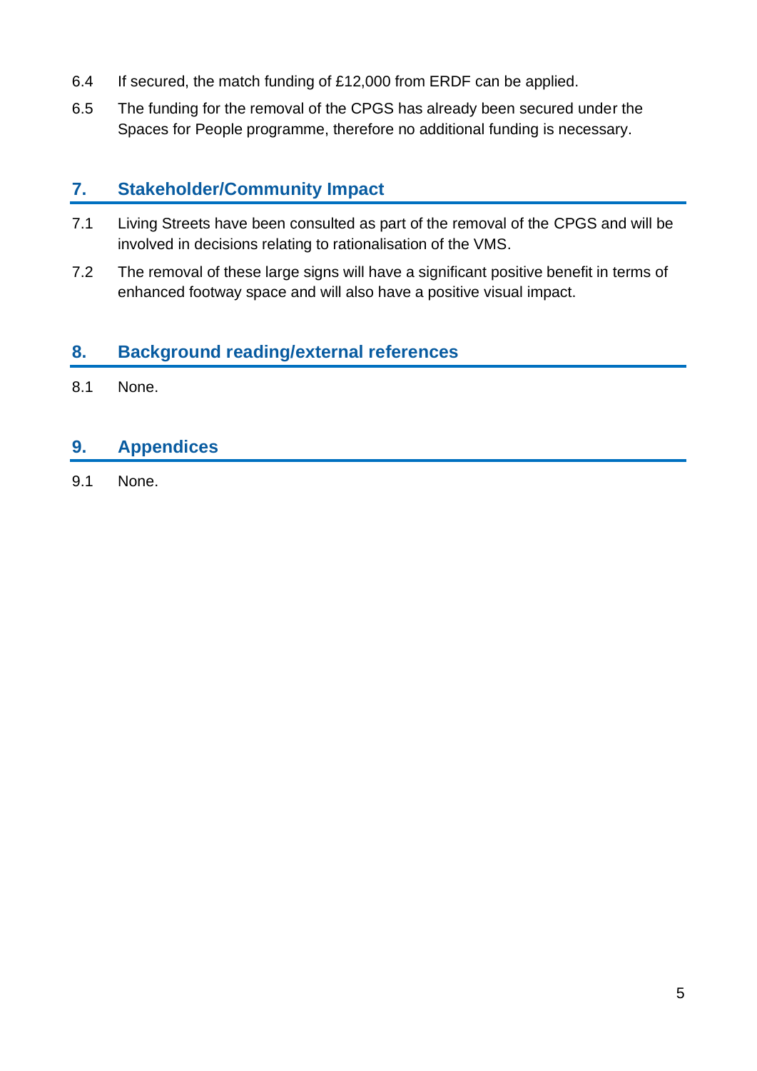6.4 If secured, the match funding of £12,000 from ERDF can be applied.

6.5 The funding for the removal of the CPGS has already been secured under the Spaces for People programme, therefore no additional funding is necessary.

## 7. Stakeholder/Community Impact

7.1 Living Streets have been consulted as part of the removal of the CPGS and will be involved in decisions relating to rationalisation of the VMS.

7.2 The removal of these large signs will have a significant positive benefit in terms of enhanced footway space and will also have a positive visual impact.

## 8. Background reading/external references

8.1 None.

## 9. Appendices

9.1 None.